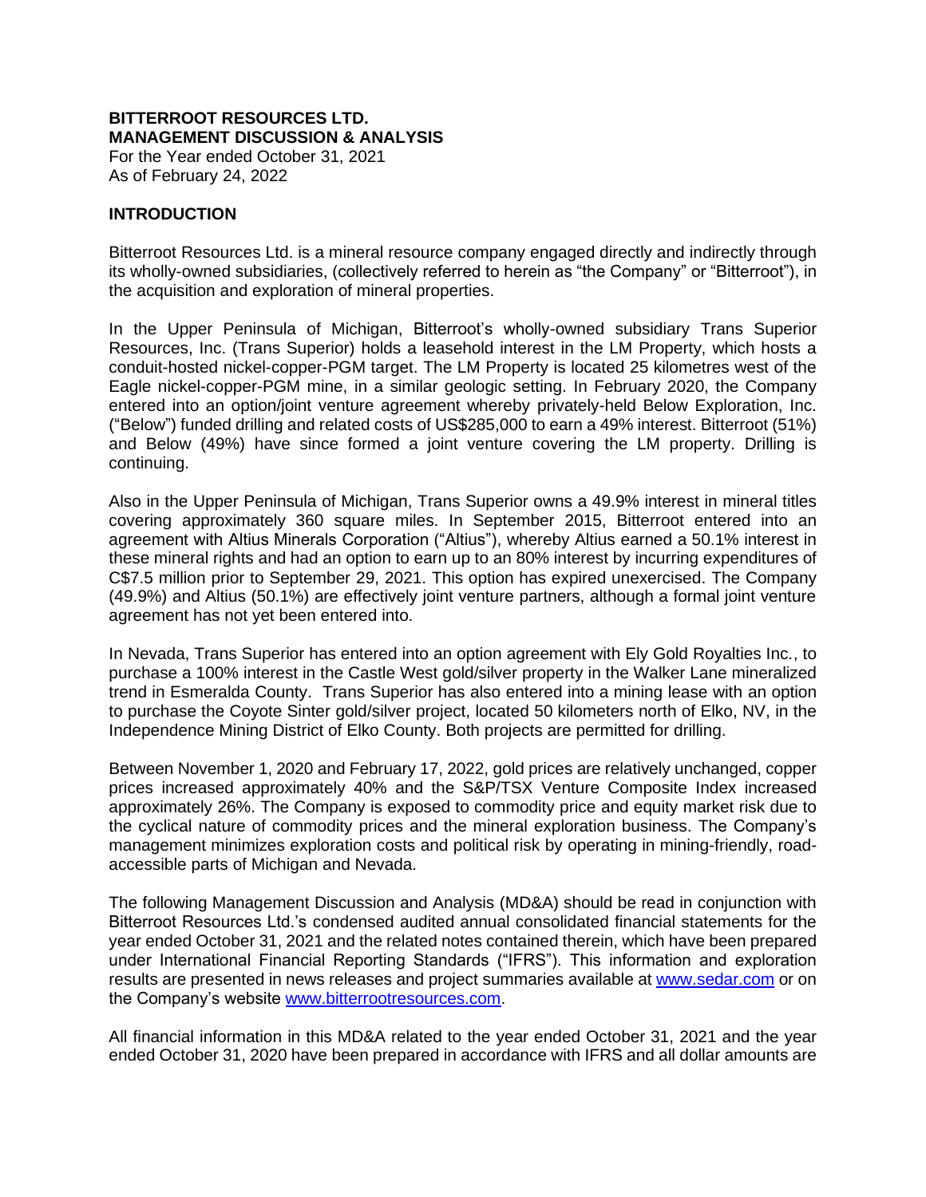**BITTERROOT RESOURCES LTD.**
**MANAGEMENT DISCUSSION & ANALYSIS**
For the Year ended October 31, 2021
As of February 24, 2022

## INTRODUCTION

Bitterroot Resources Ltd. is a mineral resource company engaged directly and indirectly through its wholly-owned subsidiaries, (collectively referred to herein as "the Company" or "Bitterroot"), in the acquisition and exploration of mineral properties.

In the Upper Peninsula of Michigan, Bitterroot's wholly-owned subsidiary Trans Superior Resources, Inc. (Trans Superior) holds a leasehold interest in the LM Property, which hosts a conduit-hosted nickel-copper-PGM target. The LM Property is located 25 kilometres west of the Eagle nickel-copper-PGM mine, in a similar geologic setting. In February 2020, the Company entered into an option/joint venture agreement whereby privately-held Below Exploration, Inc. ("Below") funded drilling and related costs of US$285,000 to earn a 49% interest. Bitterroot (51%) and Below (49%) have since formed a joint venture covering the LM property. Drilling is continuing.

Also in the Upper Peninsula of Michigan, Trans Superior owns a 49.9% interest in mineral titles covering approximately 360 square miles. In September 2015, Bitterroot entered into an agreement with Altius Minerals Corporation ("Altius"), whereby Altius earned a 50.1% interest in these mineral rights and had an option to earn up to an 80% interest by incurring expenditures of C$7.5 million prior to September 29, 2021. This option has expired unexercised. The Company (49.9%) and Altius (50.1%) are effectively joint venture partners, although a formal joint venture agreement has not yet been entered into.

In Nevada, Trans Superior has entered into an option agreement with Ely Gold Royalties Inc., to purchase a 100% interest in the Castle West gold/silver property in the Walker Lane mineralized trend in Esmeralda County. Trans Superior has also entered into a mining lease with an option to purchase the Coyote Sinter gold/silver project, located 50 kilometers north of Elko, NV, in the Independence Mining District of Elko County. Both projects are permitted for drilling.

Between November 1, 2020 and February 17, 2022, gold prices are relatively unchanged, copper prices increased approximately 40% and the S&P/TSX Venture Composite Index increased approximately 26%. The Company is exposed to commodity price and equity market risk due to the cyclical nature of commodity prices and the mineral exploration business. The Company's management minimizes exploration costs and political risk by operating in mining-friendly, road-accessible parts of Michigan and Nevada.

The following Management Discussion and Analysis (MD&A) should be read in conjunction with Bitterroot Resources Ltd.'s condensed audited annual consolidated financial statements for the year ended October 31, 2021 and the related notes contained therein, which have been prepared under International Financial Reporting Standards ("IFRS"). This information and exploration results are presented in news releases and project summaries available at [www.sedar.com](http://www.sedar.com) or on the Company's website [www.bitterrootresources.com](http://www.bitterrootresources.com).

All financial information in this MD&A related to the year ended October 31, 2021 and the year ended October 31, 2020 have been prepared in accordance with IFRS and all dollar amounts are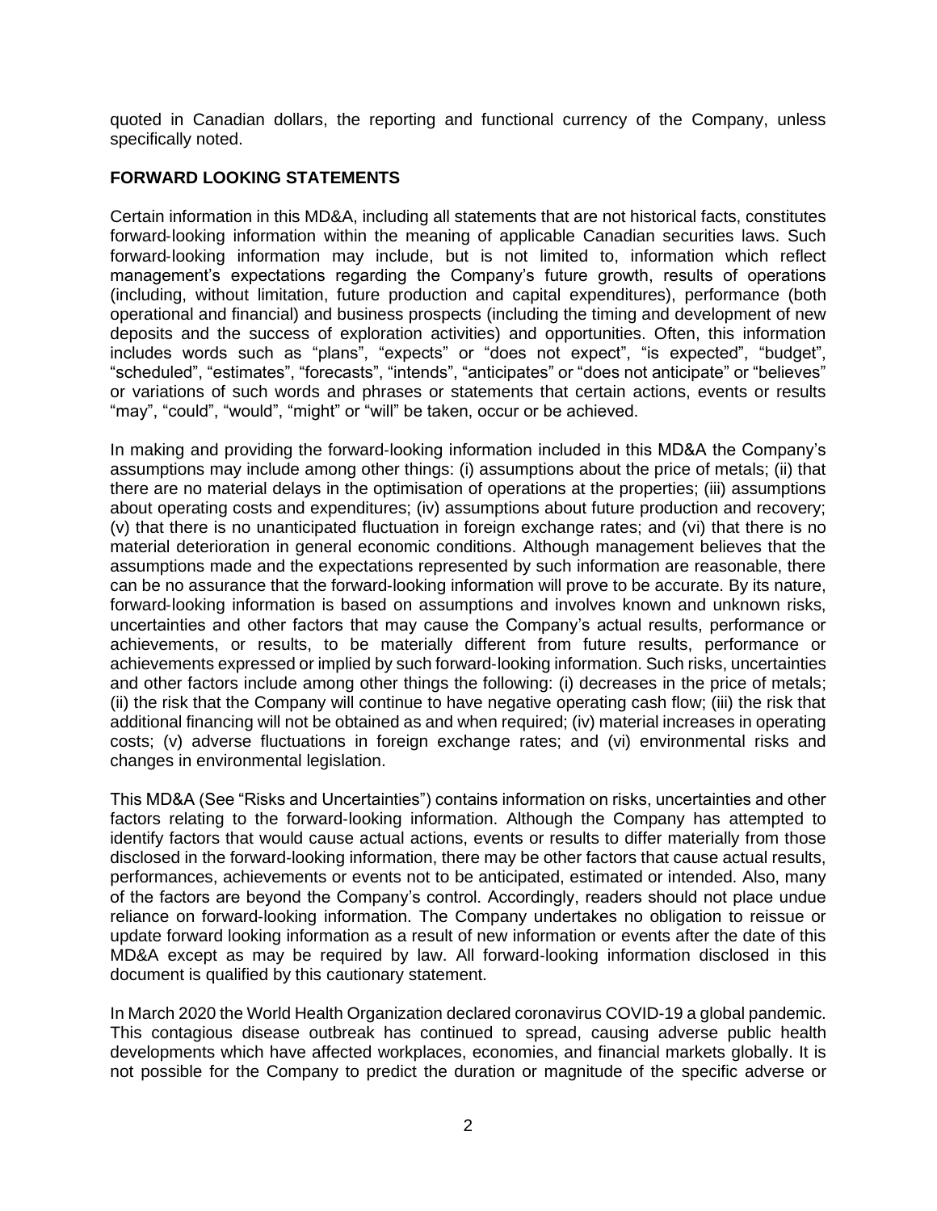quoted in Canadian dollars, the reporting and functional currency of the Company, unless specifically noted.

**FORWARD LOOKING STATEMENTS**

Certain information in this MD&A, including all statements that are not historical facts, constitutes forward-looking information within the meaning of applicable Canadian securities laws. Such forward-looking information may include, but is not limited to, information which reflect management's expectations regarding the Company's future growth, results of operations (including, without limitation, future production and capital expenditures), performance (both operational and financial) and business prospects (including the timing and development of new deposits and the success of exploration activities) and opportunities. Often, this information includes words such as "plans", "expects" or "does not expect", "is expected", "budget", "scheduled", "estimates", "forecasts", "intends", "anticipates" or "does not anticipate" or "believes" or variations of such words and phrases or statements that certain actions, events or results "may", "could", "would", "might" or "will" be taken, occur or be achieved.

In making and providing the forward-looking information included in this MD&A the Company's assumptions may include among other things: (i) assumptions about the price of metals; (ii) that there are no material delays in the optimisation of operations at the properties; (iii) assumptions about operating costs and expenditures; (iv) assumptions about future production and recovery; (v) that there is no unanticipated fluctuation in foreign exchange rates; and (vi) that there is no material deterioration in general economic conditions. Although management believes that the assumptions made and the expectations represented by such information are reasonable, there can be no assurance that the forward-looking information will prove to be accurate. By its nature, forward-looking information is based on assumptions and involves known and unknown risks, uncertainties and other factors that may cause the Company's actual results, performance or achievements, or results, to be materially different from future results, performance or achievements expressed or implied by such forward-looking information. Such risks, uncertainties and other factors include among other things the following: (i) decreases in the price of metals; (ii) the risk that the Company will continue to have negative operating cash flow; (iii) the risk that additional financing will not be obtained as and when required; (iv) material increases in operating costs; (v) adverse fluctuations in foreign exchange rates; and (vi) environmental risks and changes in environmental legislation.

This MD&A (See "Risks and Uncertainties") contains information on risks, uncertainties and other factors relating to the forward-looking information. Although the Company has attempted to identify factors that would cause actual actions, events or results to differ materially from those disclosed in the forward-looking information, there may be other factors that cause actual results, performances, achievements or events not to be anticipated, estimated or intended. Also, many of the factors are beyond the Company's control. Accordingly, readers should not place undue reliance on forward-looking information. The Company undertakes no obligation to reissue or update forward looking information as a result of new information or events after the date of this MD&A except as may be required by law. All forward-looking information disclosed in this document is qualified by this cautionary statement.

In March 2020 the World Health Organization declared coronavirus COVID-19 a global pandemic. This contagious disease outbreak has continued to spread, causing adverse public health developments which have affected workplaces, economies, and financial markets globally. It is not possible for the Company to predict the duration or magnitude of the specific adverse or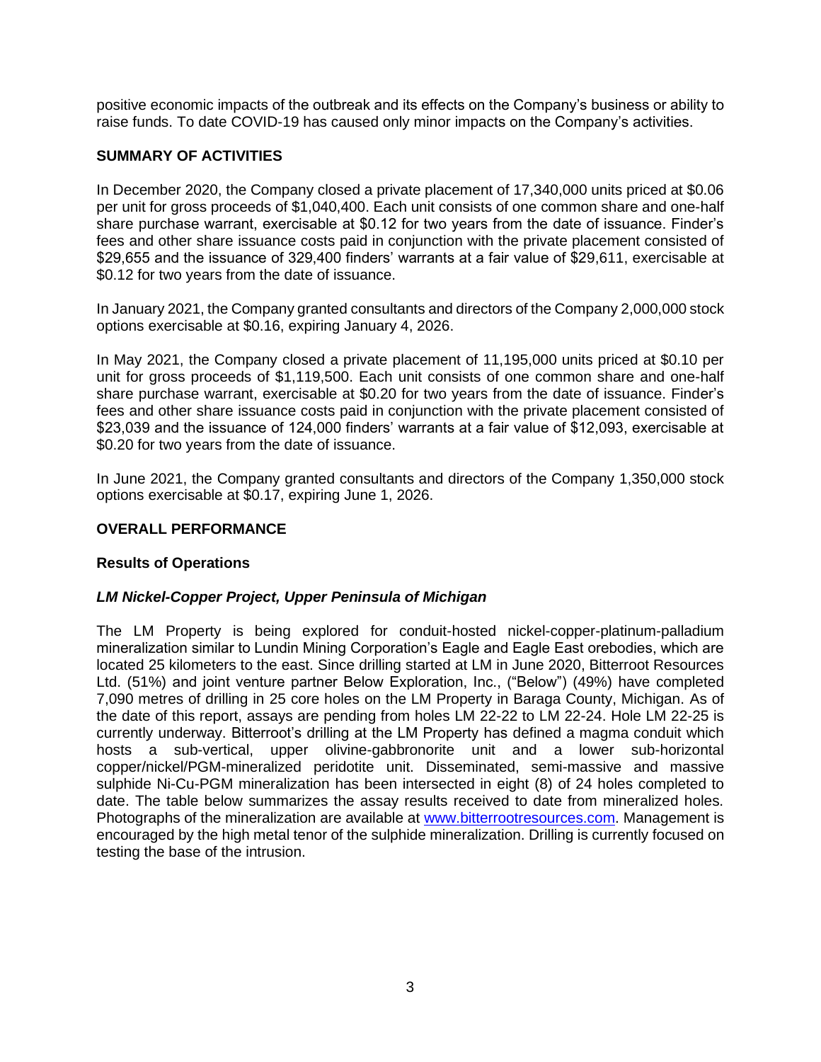positive economic impacts of the outbreak and its effects on the Company's business or ability to raise funds. To date COVID-19 has caused only minor impacts on the Company's activities.

## SUMMARY OF ACTIVITIES

In December 2020, the Company closed a private placement of 17,340,000 units priced at \$0.06 per unit for gross proceeds of \$1,040,400. Each unit consists of one common share and one-half share purchase warrant, exercisable at \$0.12 for two years from the date of issuance. Finder's fees and other share issuance costs paid in conjunction with the private placement consisted of \$29,655 and the issuance of 329,400 finders' warrants at a fair value of \$29,611, exercisable at \$0.12 for two years from the date of issuance.

In January 2021, the Company granted consultants and directors of the Company 2,000,000 stock options exercisable at \$0.16, expiring January 4, 2026.

In May 2021, the Company closed a private placement of 11,195,000 units priced at \$0.10 per unit for gross proceeds of \$1,119,500. Each unit consists of one common share and one-half share purchase warrant, exercisable at \$0.20 for two years from the date of issuance. Finder's fees and other share issuance costs paid in conjunction with the private placement consisted of \$23,039 and the issuance of 124,000 finders' warrants at a fair value of \$12,093, exercisable at \$0.20 for two years from the date of issuance.

In June 2021, the Company granted consultants and directors of the Company 1,350,000 stock options exercisable at \$0.17, expiring June 1, 2026.

## OVERALL PERFORMANCE

### Results of Operations

#### *LM Nickel-Copper Project, Upper Peninsula of Michigan*

The LM Property is being explored for conduit-hosted nickel-copper-platinum-palladium mineralization similar to Lundin Mining Corporation's Eagle and Eagle East orebodies, which are located 25 kilometers to the east. Since drilling started at LM in June 2020, Bitterroot Resources Ltd. (51%) and joint venture partner Below Exploration, Inc., ("Below") (49%) have completed 7,090 metres of drilling in 25 core holes on the LM Property in Baraga County, Michigan. As of the date of this report, assays are pending from holes LM 22-22 to LM 22-24. Hole LM 22-25 is currently underway. Bitterroot's drilling at the LM Property has defined a magma conduit which hosts a sub-vertical, upper olivine-gabbronorite unit and a lower sub-horizontal copper/nickel/PGM-mineralized peridotite unit. Disseminated, semi-massive and massive sulphide Ni-Cu-PGM mineralization has been intersected in eight (8) of 24 holes completed to date. The table below summarizes the assay results received to date from mineralized holes. Photographs of the mineralization are available at [www.bitterrootresources.com](http://www.bitterrootresources.com). Management is encouraged by the high metal tenor of the sulphide mineralization. Drilling is currently focused on testing the base of the intrusion.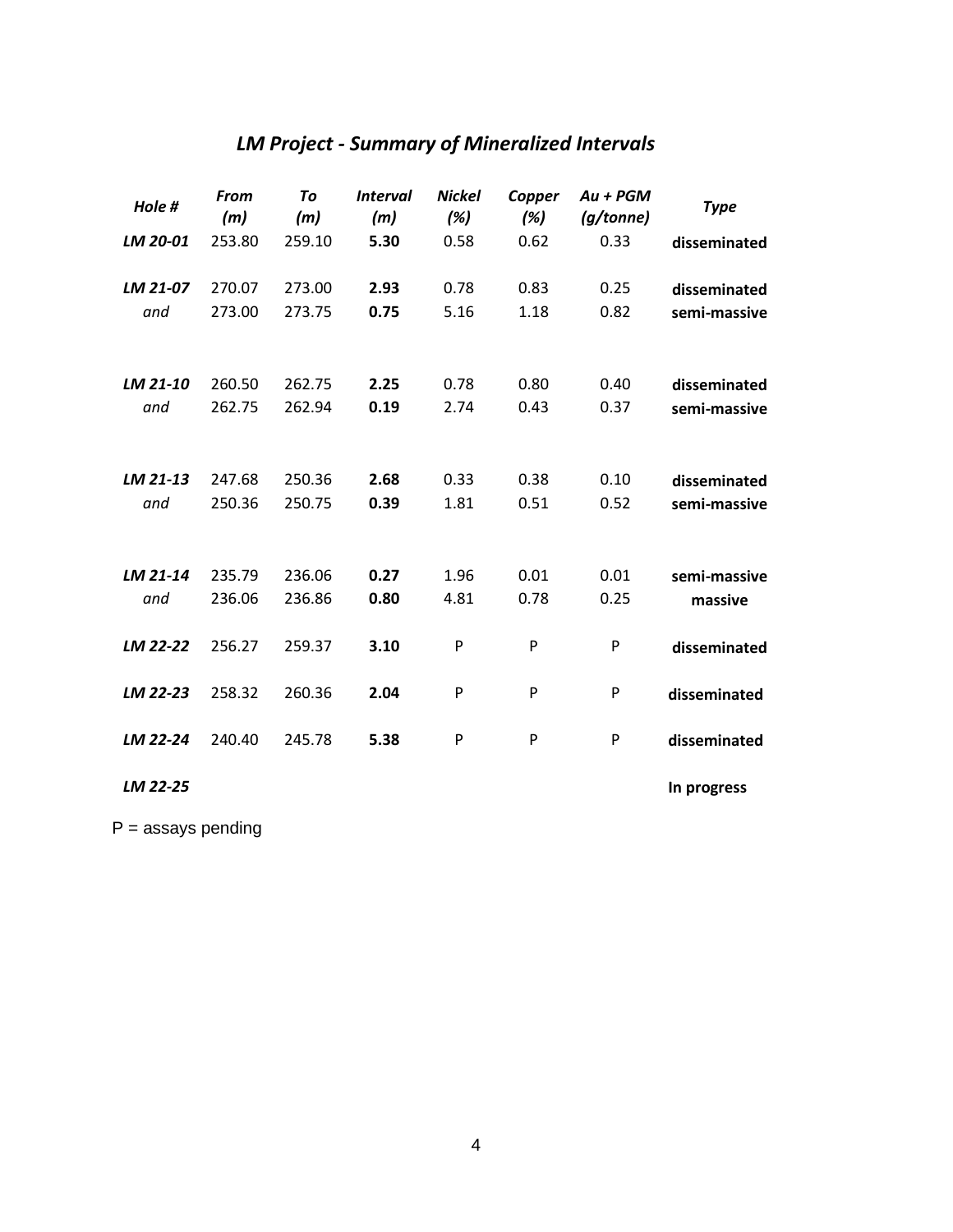## *LM Project - Summary of Mineralized Intervals*

| *Hole #* | *From (m)* | *To (m)* | *Interval (m)* | *Nickel (%)* | *Copper (%)* | *Au + PGM (g/tonne)* | *Type* |
|---|---|---|---|---|---|---|---|
| ***LM 20-01*** | 253.80 | 259.10 | **5.30** | 0.58 | 0.62 | 0.33 | **disseminated** |
| ***LM 21-07*** | 270.07 | 273.00 | **2.93** | 0.78 | 0.83 | 0.25 | **disseminated** |
| *and* | 273.00 | 273.75 | **0.75** | 5.16 | 1.18 | 0.82 | **semi-massive** |
| ***LM 21-10*** | 260.50 | 262.75 | **2.25** | 0.78 | 0.80 | 0.40 | **disseminated** |
| *and* | 262.75 | 262.94 | **0.19** | 2.74 | 0.43 | 0.37 | **semi-massive** |
| ***LM 21-13*** | 247.68 | 250.36 | **2.68** | 0.33 | 0.38 | 0.10 | **disseminated** |
| *and* | 250.36 | 250.75 | **0.39** | 1.81 | 0.51 | 0.52 | **semi-massive** |
| ***LM 21-14*** | 235.79 | 236.06 | **0.27** | 1.96 | 0.01 | 0.01 | **semi-massive** |
| *and* | 236.06 | 236.86 | **0.80** | 4.81 | 0.78 | 0.25 | **massive** |
| ***LM 22-22*** | 256.27 | 259.37 | **3.10** | P | P | P | **disseminated** |
| ***LM 22-23*** | 258.32 | 260.36 | **2.04** | P | P | P | **disseminated** |
| ***LM 22-24*** | 240.40 | 245.78 | **5.38** | P | P | P | **disseminated** |
| ***LM 22-25*** | | | | | | | **In progress** |

P = assays pending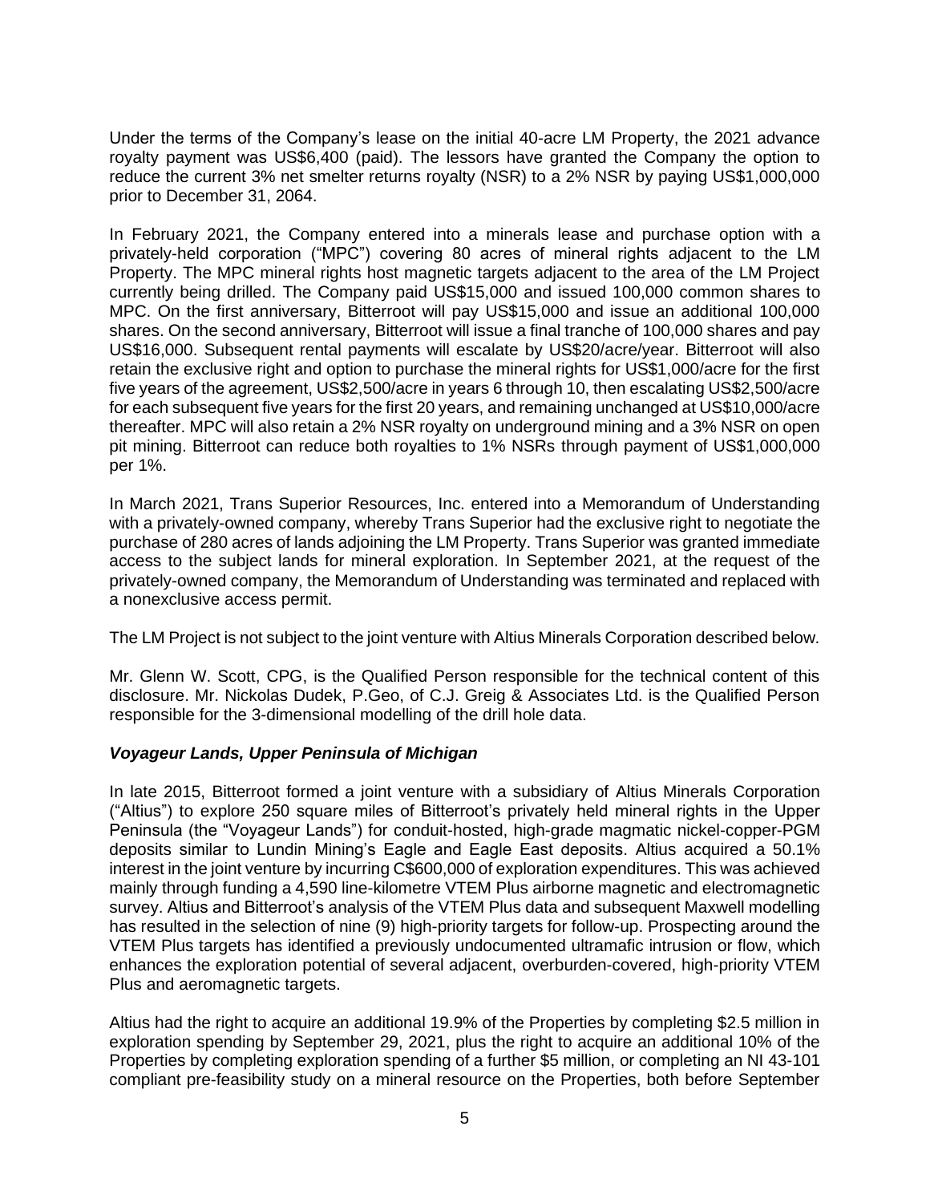Under the terms of the Company's lease on the initial 40-acre LM Property, the 2021 advance royalty payment was US$6,400 (paid). The lessors have granted the Company the option to reduce the current 3% net smelter returns royalty (NSR) to a 2% NSR by paying US$1,000,000 prior to December 31, 2064.

In February 2021, the Company entered into a minerals lease and purchase option with a privately-held corporation ("MPC") covering 80 acres of mineral rights adjacent to the LM Property. The MPC mineral rights host magnetic targets adjacent to the area of the LM Project currently being drilled. The Company paid US$15,000 and issued 100,000 common shares to MPC. On the first anniversary, Bitterroot will pay US$15,000 and issue an additional 100,000 shares. On the second anniversary, Bitterroot will issue a final tranche of 100,000 shares and pay US$16,000. Subsequent rental payments will escalate by US$20/acre/year. Bitterroot will also retain the exclusive right and option to purchase the mineral rights for US$1,000/acre for the first five years of the agreement, US$2,500/acre in years 6 through 10, then escalating US$2,500/acre for each subsequent five years for the first 20 years, and remaining unchanged at US$10,000/acre thereafter. MPC will also retain a 2% NSR royalty on underground mining and a 3% NSR on open pit mining. Bitterroot can reduce both royalties to 1% NSRs through payment of US$1,000,000 per 1%.

In March 2021, Trans Superior Resources, Inc. entered into a Memorandum of Understanding with a privately-owned company, whereby Trans Superior had the exclusive right to negotiate the purchase of 280 acres of lands adjoining the LM Property. Trans Superior was granted immediate access to the subject lands for mineral exploration. In September 2021, at the request of the privately-owned company, the Memorandum of Understanding was terminated and replaced with a nonexclusive access permit.

The LM Project is not subject to the joint venture with Altius Minerals Corporation described below.

Mr. Glenn W. Scott, CPG, is the Qualified Person responsible for the technical content of this disclosure. Mr. Nickolas Dudek, P.Geo, of C.J. Greig & Associates Ltd. is the Qualified Person responsible for the 3-dimensional modelling of the drill hole data.

### ***Voyageur Lands, Upper Peninsula of Michigan***

In late 2015, Bitterroot formed a joint venture with a subsidiary of Altius Minerals Corporation ("Altius") to explore 250 square miles of Bitterroot's privately held mineral rights in the Upper Peninsula (the "Voyageur Lands") for conduit-hosted, high-grade magmatic nickel-copper-PGM deposits similar to Lundin Mining's Eagle and Eagle East deposits. Altius acquired a 50.1% interest in the joint venture by incurring C$600,000 of exploration expenditures. This was achieved mainly through funding a 4,590 line-kilometre VTEM Plus airborne magnetic and electromagnetic survey. Altius and Bitterroot's analysis of the VTEM Plus data and subsequent Maxwell modelling has resulted in the selection of nine (9) high-priority targets for follow-up. Prospecting around the VTEM Plus targets has identified a previously undocumented ultramafic intrusion or flow, which enhances the exploration potential of several adjacent, overburden-covered, high-priority VTEM Plus and aeromagnetic targets.

Altius had the right to acquire an additional 19.9% of the Properties by completing $2.5 million in exploration spending by September 29, 2021, plus the right to acquire an additional 10% of the Properties by completing exploration spending of a further $5 million, or completing an NI 43-101 compliant pre-feasibility study on a mineral resource on the Properties, both before September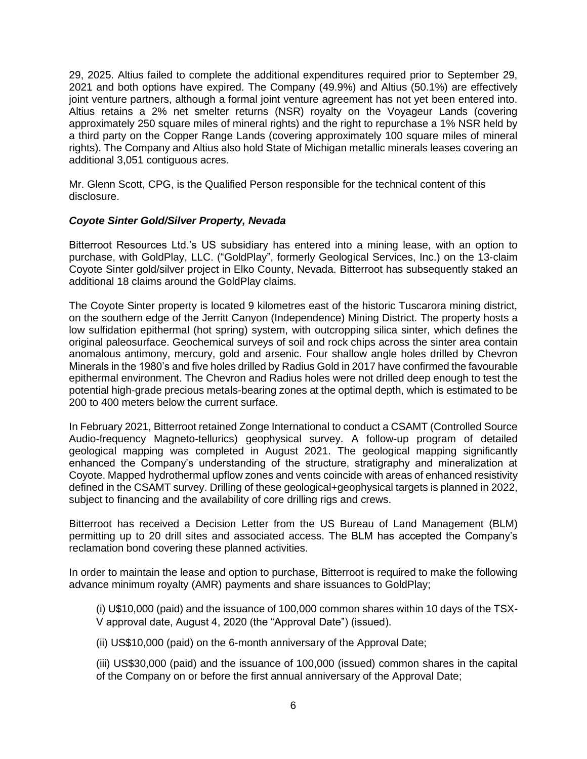29, 2025. Altius failed to complete the additional expenditures required prior to September 29, 2021 and both options have expired. The Company (49.9%) and Altius (50.1%) are effectively joint venture partners, although a formal joint venture agreement has not yet been entered into. Altius retains a 2% net smelter returns (NSR) royalty on the Voyageur Lands (covering approximately 250 square miles of mineral rights) and the right to repurchase a 1% NSR held by a third party on the Copper Range Lands (covering approximately 100 square miles of mineral rights). The Company and Altius also hold State of Michigan metallic minerals leases covering an additional 3,051 contiguous acres.

Mr. Glenn Scott, CPG, is the Qualified Person responsible for the technical content of this disclosure.

***Coyote Sinter Gold/Silver Property, Nevada***

Bitterroot Resources Ltd.'s US subsidiary has entered into a mining lease, with an option to purchase, with GoldPlay, LLC. ("GoldPlay", formerly Geological Services, Inc.) on the 13-claim Coyote Sinter gold/silver project in Elko County, Nevada. Bitterroot has subsequently staked an additional 18 claims around the GoldPlay claims.

The Coyote Sinter property is located 9 kilometres east of the historic Tuscarora mining district, on the southern edge of the Jerritt Canyon (Independence) Mining District. The property hosts a low sulfidation epithermal (hot spring) system, with outcropping silica sinter, which defines the original paleosurface. Geochemical surveys of soil and rock chips across the sinter area contain anomalous antimony, mercury, gold and arsenic. Four shallow angle holes drilled by Chevron Minerals in the 1980's and five holes drilled by Radius Gold in 2017 have confirmed the favourable epithermal environment. The Chevron and Radius holes were not drilled deep enough to test the potential high-grade precious metals-bearing zones at the optimal depth, which is estimated to be 200 to 400 meters below the current surface.

In February 2021, Bitterroot retained Zonge International to conduct a CSAMT (Controlled Source Audio-frequency Magneto-tellurics) geophysical survey. A follow-up program of detailed geological mapping was completed in August 2021. The geological mapping significantly enhanced the Company's understanding of the structure, stratigraphy and mineralization at Coyote. Mapped hydrothermal upflow zones and vents coincide with areas of enhanced resistivity defined in the CSAMT survey. Drilling of these geological+geophysical targets is planned in 2022, subject to financing and the availability of core drilling rigs and crews.

Bitterroot has received a Decision Letter from the US Bureau of Land Management (BLM) permitting up to 20 drill sites and associated access. The BLM has accepted the Company's reclamation bond covering these planned activities.

In order to maintain the lease and option to purchase, Bitterroot is required to make the following advance minimum royalty (AMR) payments and share issuances to GoldPlay;

(i) U$10,000 (paid) and the issuance of 100,000 common shares within 10 days of the TSX-V approval date, August 4, 2020 (the "Approval Date") (issued).

(ii) US$10,000 (paid) on the 6-month anniversary of the Approval Date;

(iii) US$30,000 (paid) and the issuance of 100,000 (issued) common shares in the capital of the Company on or before the first annual anniversary of the Approval Date;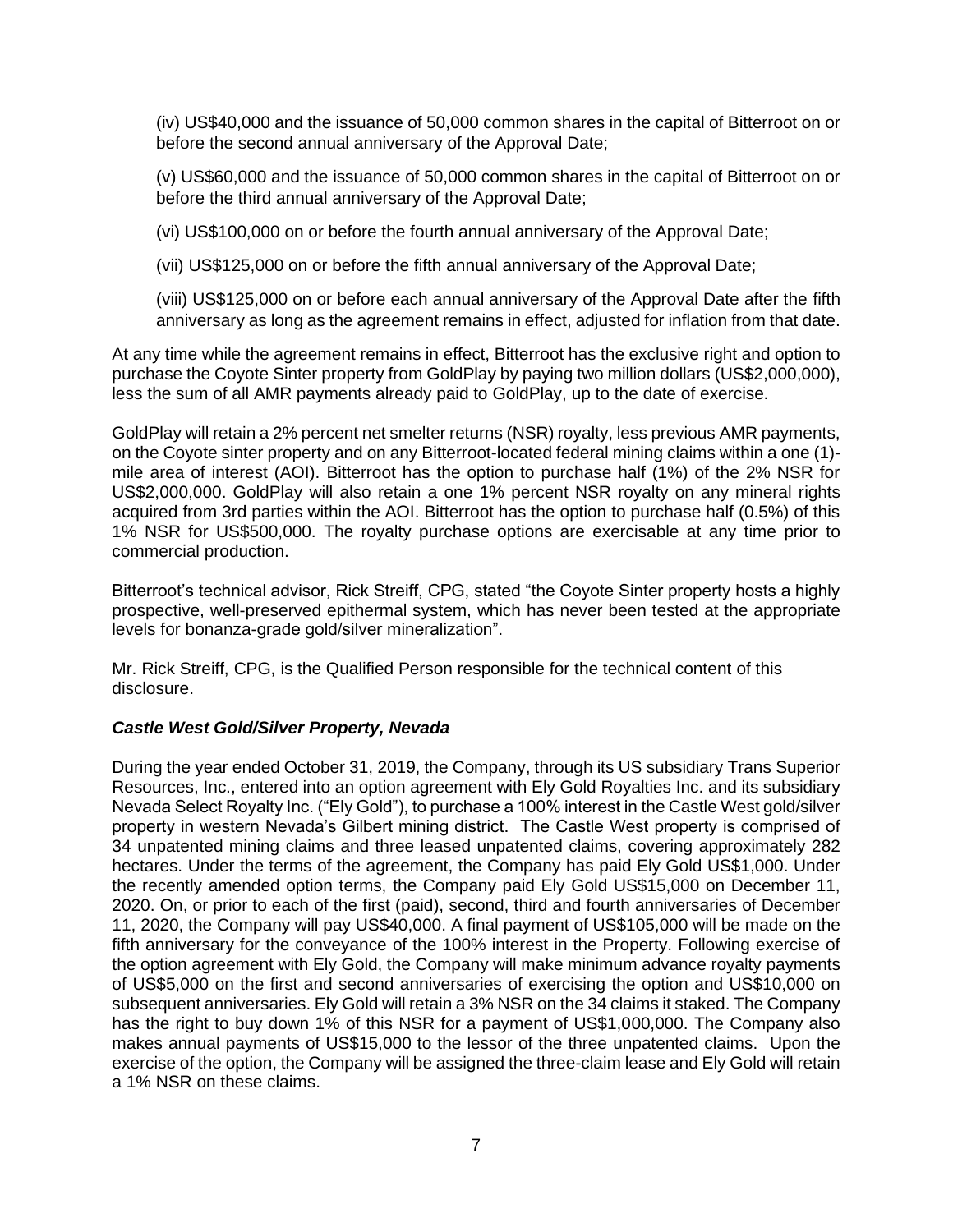(iv) US$40,000 and the issuance of 50,000 common shares in the capital of Bitterroot on or before the second annual anniversary of the Approval Date;

(v) US$60,000 and the issuance of 50,000 common shares in the capital of Bitterroot on or before the third annual anniversary of the Approval Date;

(vi) US$100,000 on or before the fourth annual anniversary of the Approval Date;

(vii) US$125,000 on or before the fifth annual anniversary of the Approval Date;

(viii) US$125,000 on or before each annual anniversary of the Approval Date after the fifth anniversary as long as the agreement remains in effect, adjusted for inflation from that date.

At any time while the agreement remains in effect, Bitterroot has the exclusive right and option to purchase the Coyote Sinter property from GoldPlay by paying two million dollars (US$2,000,000), less the sum of all AMR payments already paid to GoldPlay, up to the date of exercise.

GoldPlay will retain a 2% percent net smelter returns (NSR) royalty, less previous AMR payments, on the Coyote sinter property and on any Bitterroot-located federal mining claims within a one (1)-mile area of interest (AOI). Bitterroot has the option to purchase half (1%) of the 2% NSR for US$2,000,000. GoldPlay will also retain a one 1% percent NSR royalty on any mineral rights acquired from 3rd parties within the AOI. Bitterroot has the option to purchase half (0.5%) of this 1% NSR for US$500,000. The royalty purchase options are exercisable at any time prior to commercial production.

Bitterroot's technical advisor, Rick Streiff, CPG, stated "the Coyote Sinter property hosts a highly prospective, well-preserved epithermal system, which has never been tested at the appropriate levels for bonanza-grade gold/silver mineralization".

Mr. Rick Streiff, CPG, is the Qualified Person responsible for the technical content of this disclosure.

### *Castle West Gold/Silver Property, Nevada*

During the year ended October 31, 2019, the Company, through its US subsidiary Trans Superior Resources, Inc., entered into an option agreement with Ely Gold Royalties Inc. and its subsidiary Nevada Select Royalty Inc. ("Ely Gold"), to purchase a 100% interest in the Castle West gold/silver property in western Nevada's Gilbert mining district. The Castle West property is comprised of 34 unpatented mining claims and three leased unpatented claims, covering approximately 282 hectares. Under the terms of the agreement, the Company has paid Ely Gold US$1,000. Under the recently amended option terms, the Company paid Ely Gold US$15,000 on December 11, 2020. On, or prior to each of the first (paid), second, third and fourth anniversaries of December 11, 2020, the Company will pay US$40,000. A final payment of US$105,000 will be made on the fifth anniversary for the conveyance of the 100% interest in the Property. Following exercise of the option agreement with Ely Gold, the Company will make minimum advance royalty payments of US$5,000 on the first and second anniversaries of exercising the option and US$10,000 on subsequent anniversaries. Ely Gold will retain a 3% NSR on the 34 claims it staked. The Company has the right to buy down 1% of this NSR for a payment of US$1,000,000. The Company also makes annual payments of US$15,000 to the lessor of the three unpatented claims. Upon the exercise of the option, the Company will be assigned the three-claim lease and Ely Gold will retain a 1% NSR on these claims.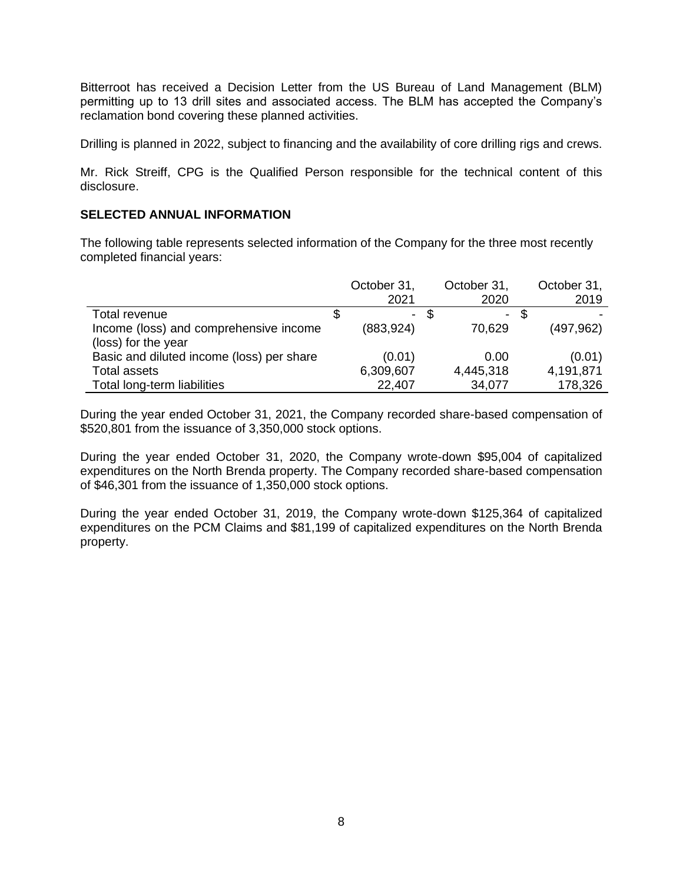Bitterroot has received a Decision Letter from the US Bureau of Land Management (BLM) permitting up to 13 drill sites and associated access. The BLM has accepted the Company's reclamation bond covering these planned activities.

Drilling is planned in 2022, subject to financing and the availability of core drilling rigs and crews.

Mr. Rick Streiff, CPG is the Qualified Person responsible for the technical content of this disclosure.

**SELECTED ANNUAL INFORMATION**

The following table represents selected information of the Company for the three most recently completed financial years:

| | October 31, 2021 | October 31, 2020 | October 31, 2019 |
|---|---|---|---|
| Total revenue | $ - | $ - | $ - |
| Income (loss) and comprehensive income (loss) for the year | (883,924) | 70,629 | (497,962) |
| Basic and diluted income (loss) per share | (0.01) | 0.00 | (0.01) |
| Total assets | 6,309,607 | 4,445,318 | 4,191,871 |
| Total long-term liabilities | 22,407 | 34,077 | 178,326 |

During the year ended October 31, 2021, the Company recorded share-based compensation of $520,801 from the issuance of 3,350,000 stock options.

During the year ended October 31, 2020, the Company wrote-down $95,004 of capitalized expenditures on the North Brenda property. The Company recorded share-based compensation of $46,301 from the issuance of 1,350,000 stock options.

During the year ended October 31, 2019, the Company wrote-down $125,364 of capitalized expenditures on the PCM Claims and $81,199 of capitalized expenditures on the North Brenda property.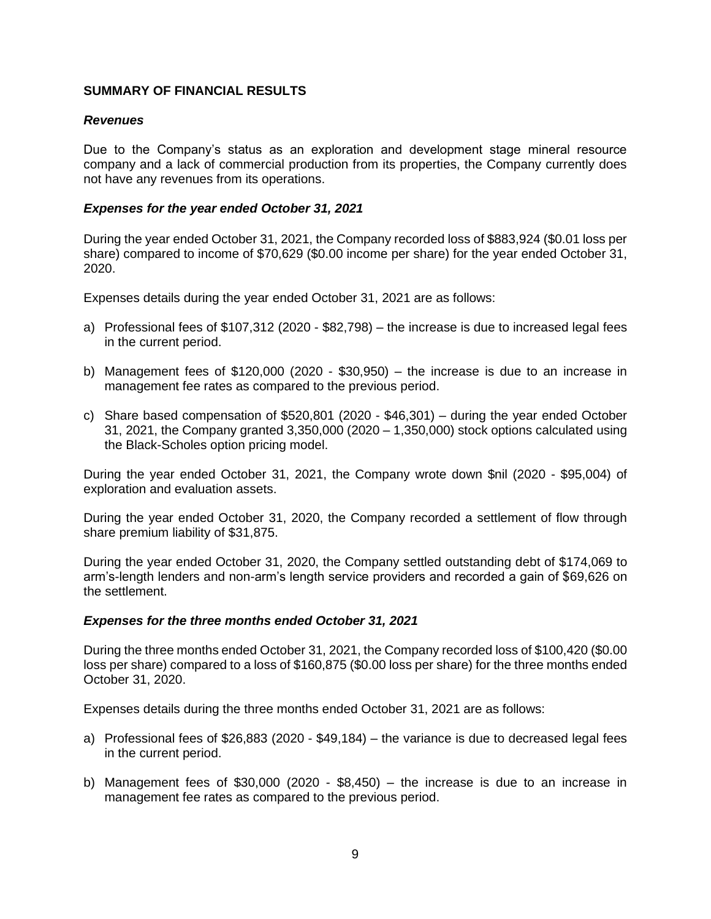## SUMMARY OF FINANCIAL RESULTS

### *Revenues*

Due to the Company's status as an exploration and development stage mineral resource company and a lack of commercial production from its properties, the Company currently does not have any revenues from its operations.

### *Expenses for the year ended October 31, 2021*

During the year ended October 31, 2021, the Company recorded loss of $883,924 ($0.01 loss per share) compared to income of $70,629 ($0.00 income per share) for the year ended October 31, 2020.

Expenses details during the year ended October 31, 2021 are as follows:

a) Professional fees of $107,312 (2020 - $82,798) – the increase is due to increased legal fees in the current period.

b) Management fees of $120,000 (2020 - $30,950) – the increase is due to an increase in management fee rates as compared to the previous period.

c) Share based compensation of $520,801 (2020 - $46,301) – during the year ended October 31, 2021, the Company granted 3,350,000 (2020 – 1,350,000) stock options calculated using the Black-Scholes option pricing model.

During the year ended October 31, 2021, the Company wrote down $nil (2020 - $95,004) of exploration and evaluation assets.

During the year ended October 31, 2020, the Company recorded a settlement of flow through share premium liability of $31,875.

During the year ended October 31, 2020, the Company settled outstanding debt of $174,069 to arm's-length lenders and non-arm's length service providers and recorded a gain of $69,626 on the settlement.

### *Expenses for the three months ended October 31, 2021*

During the three months ended October 31, 2021, the Company recorded loss of $100,420 ($0.00 loss per share) compared to a loss of $160,875 ($0.00 loss per share) for the three months ended October 31, 2020.

Expenses details during the three months ended October 31, 2021 are as follows:

a) Professional fees of $26,883 (2020 - $49,184) – the variance is due to decreased legal fees in the current period.

b) Management fees of $30,000 (2020 - $8,450) – the increase is due to an increase in management fee rates as compared to the previous period.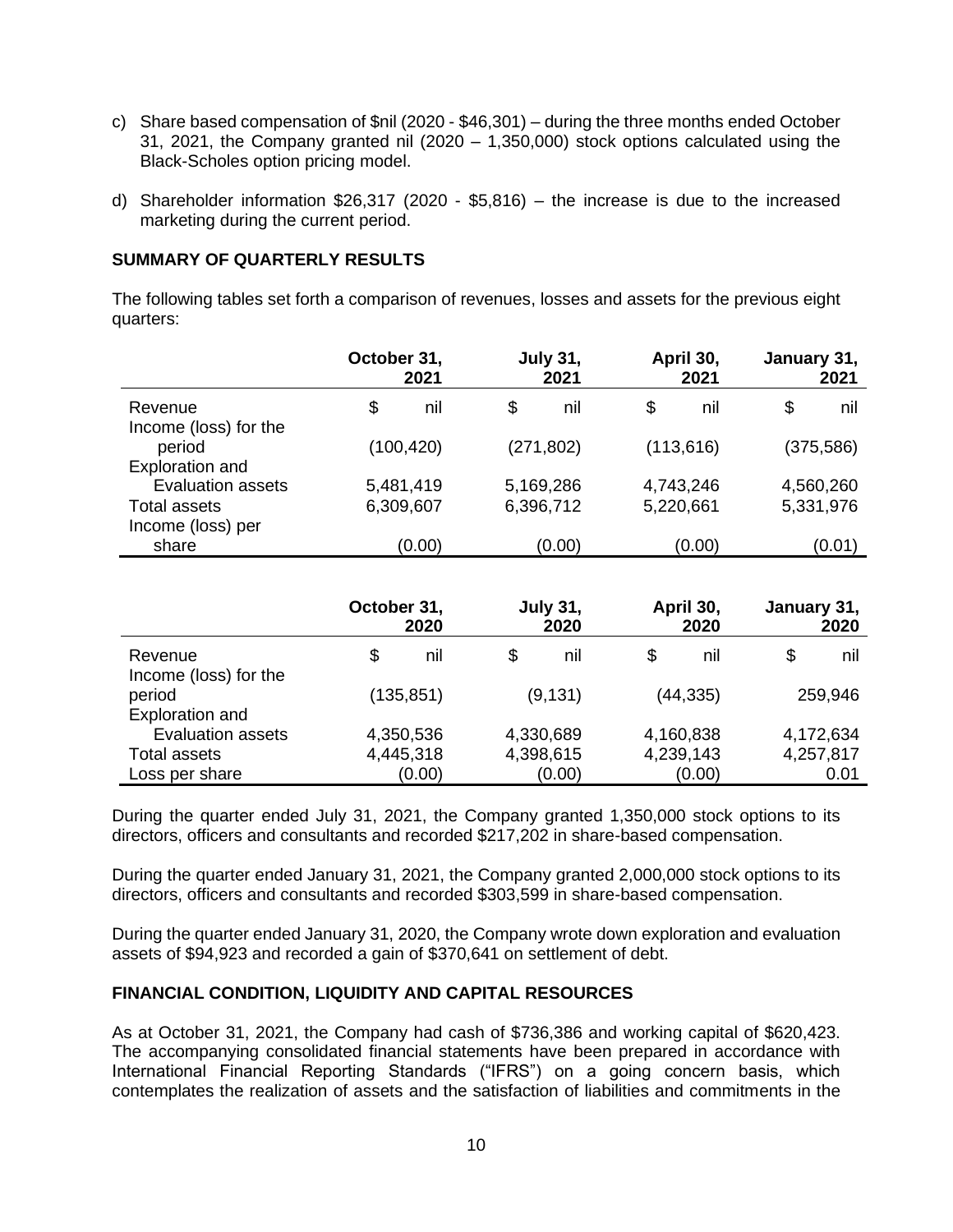c) Share based compensation of $nil (2020 - $46,301) – during the three months ended October 31, 2021, the Company granted nil (2020 – 1,350,000) stock options calculated using the Black-Scholes option pricing model.

d) Shareholder information $26,317 (2020 - $5,816) – the increase is due to the increased marketing during the current period.

**SUMMARY OF QUARTERLY RESULTS**

The following tables set forth a comparison of revenues, losses and assets for the previous eight quarters:

| | October 31, 2021 | July 31, 2021 | April 30, 2021 | January 31, 2021 |
|---|---|---|---|---|
| Revenue | $ nil | $ nil | $ nil | $ nil |
| Income (loss) for the period | (100,420) | (271,802) | (113,616) | (375,586) |
| Exploration and Evaluation assets | 5,481,419 | 5,169,286 | 4,743,246 | 4,560,260 |
| Total assets | 6,309,607 | 6,396,712 | 5,220,661 | 5,331,976 |
| Income (loss) per share | (0.00) | (0.00) | (0.00) | (0.01) |

| | October 31, 2020 | July 31, 2020 | April 30, 2020 | January 31, 2020 |
|---|---|---|---|---|
| Revenue | $ nil | $ nil | $ nil | $ nil |
| Income (loss) for the period | (135,851) | (9,131) | (44,335) | 259,946 |
| Exploration and Evaluation assets | 4,350,536 | 4,330,689 | 4,160,838 | 4,172,634 |
| Total assets | 4,445,318 | 4,398,615 | 4,239,143 | 4,257,817 |
| Loss per share | (0.00) | (0.00) | (0.00) | 0.01 |

During the quarter ended July 31, 2021, the Company granted 1,350,000 stock options to its directors, officers and consultants and recorded $217,202 in share-based compensation.

During the quarter ended January 31, 2021, the Company granted 2,000,000 stock options to its directors, officers and consultants and recorded $303,599 in share-based compensation.

During the quarter ended January 31, 2020, the Company wrote down exploration and evaluation assets of $94,923 and recorded a gain of $370,641 on settlement of debt.

**FINANCIAL CONDITION, LIQUIDITY AND CAPITAL RESOURCES**

As at October 31, 2021, the Company had cash of $736,386 and working capital of $620,423. The accompanying consolidated financial statements have been prepared in accordance with International Financial Reporting Standards ("IFRS") on a going concern basis, which contemplates the realization of assets and the satisfaction of liabilities and commitments in the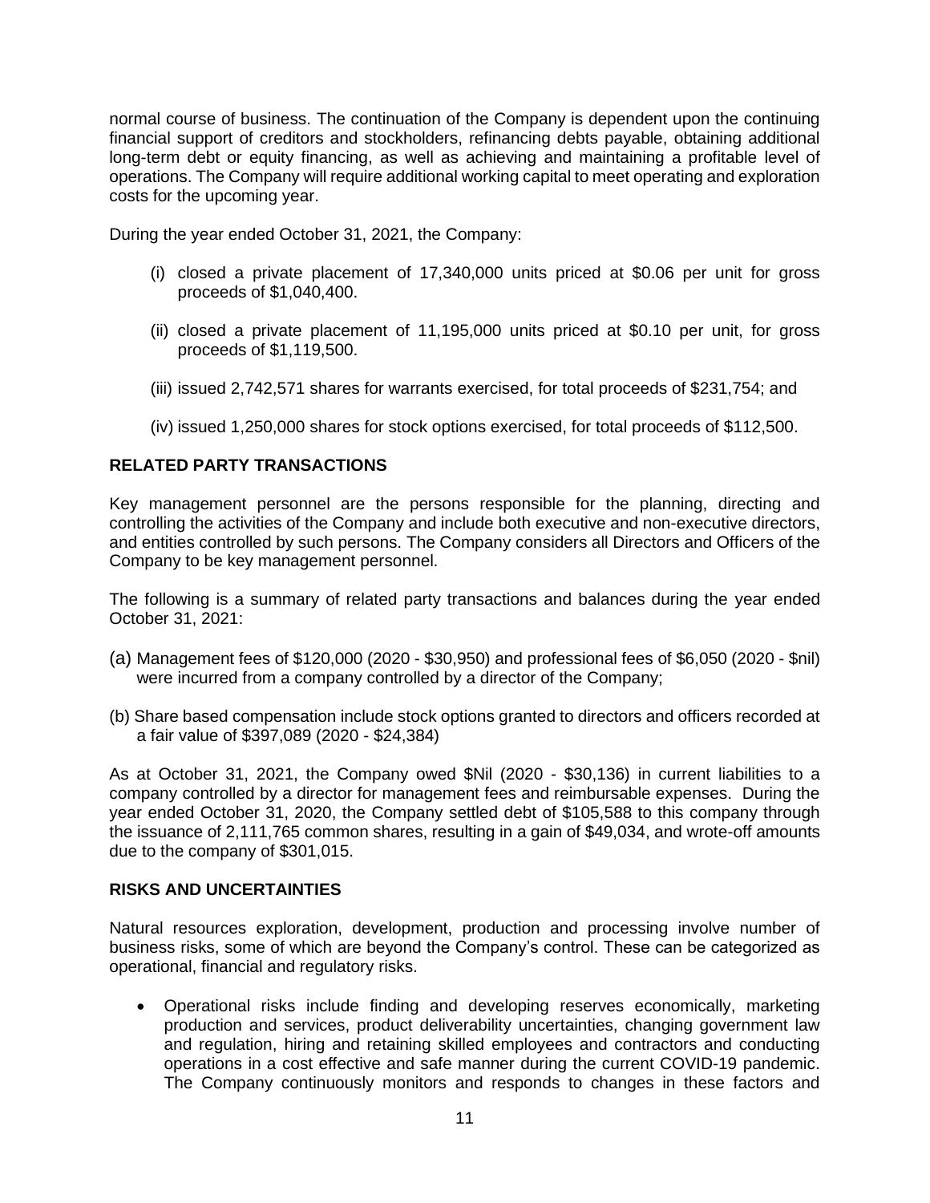normal course of business. The continuation of the Company is dependent upon the continuing financial support of creditors and stockholders, refinancing debts payable, obtaining additional long-term debt or equity financing, as well as achieving and maintaining a profitable level of operations. The Company will require additional working capital to meet operating and exploration costs for the upcoming year.

During the year ended October 31, 2021, the Company:

(i) closed a private placement of 17,340,000 units priced at $0.06 per unit for gross proceeds of $1,040,400.

(ii) closed a private placement of 11,195,000 units priced at $0.10 per unit, for gross proceeds of $1,119,500.

(iii) issued 2,742,571 shares for warrants exercised, for total proceeds of $231,754; and

(iv) issued 1,250,000 shares for stock options exercised, for total proceeds of $112,500.

## RELATED PARTY TRANSACTIONS

Key management personnel are the persons responsible for the planning, directing and controlling the activities of the Company and include both executive and non-executive directors, and entities controlled by such persons. The Company considers all Directors and Officers of the Company to be key management personnel.

The following is a summary of related party transactions and balances during the year ended October 31, 2021:

(a) Management fees of $120,000 (2020 - $30,950) and professional fees of $6,050 (2020 - $nil) were incurred from a company controlled by a director of the Company;

(b) Share based compensation include stock options granted to directors and officers recorded at a fair value of $397,089 (2020 - $24,384)

As at October 31, 2021, the Company owed $Nil (2020 - $30,136) in current liabilities to a company controlled by a director for management fees and reimbursable expenses. During the year ended October 31, 2020, the Company settled debt of $105,588 to this company through the issuance of 2,111,765 common shares, resulting in a gain of $49,034, and wrote-off amounts due to the company of $301,015.

## RISKS AND UNCERTAINTIES

Natural resources exploration, development, production and processing involve number of business risks, some of which are beyond the Company's control. These can be categorized as operational, financial and regulatory risks.

- Operational risks include finding and developing reserves economically, marketing production and services, product deliverability uncertainties, changing government law and regulation, hiring and retaining skilled employees and contractors and conducting operations in a cost effective and safe manner during the current COVID-19 pandemic. The Company continuously monitors and responds to changes in these factors and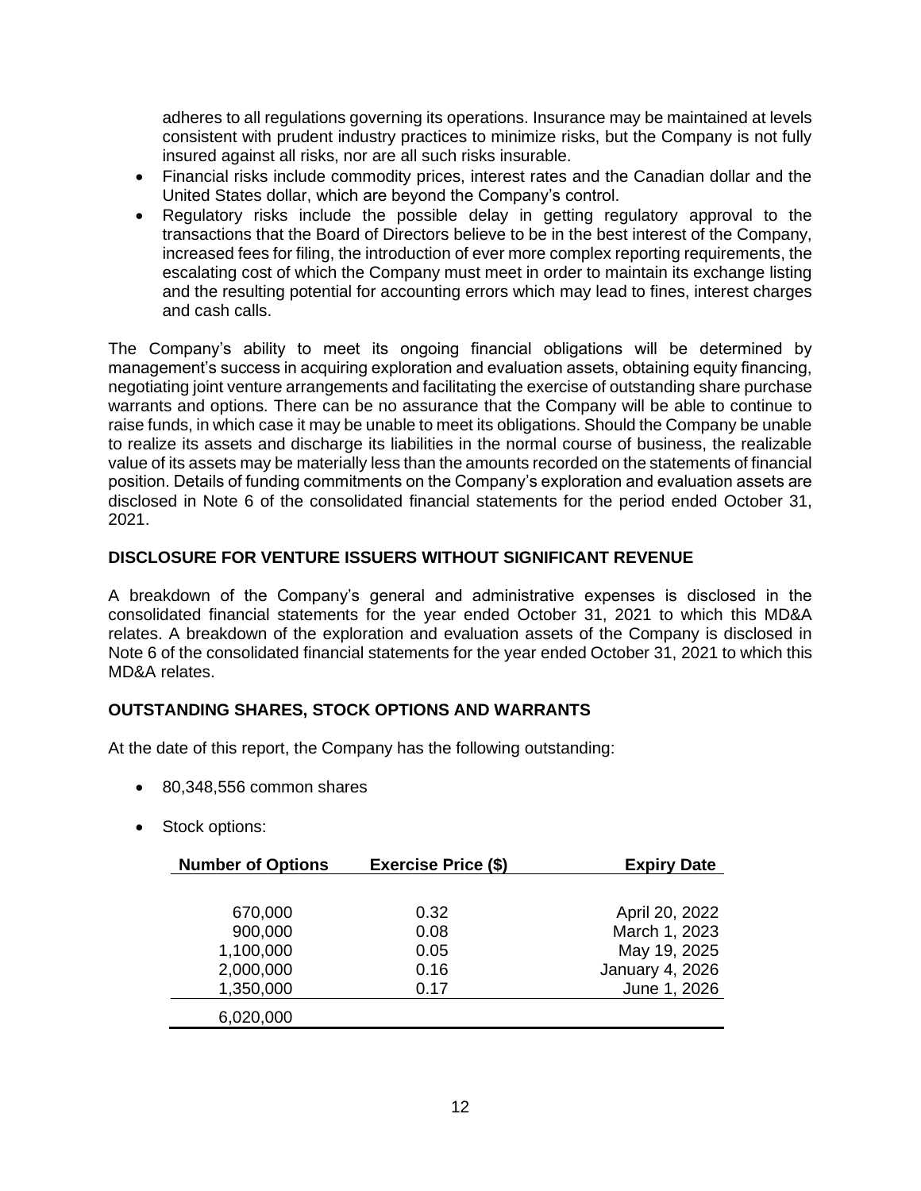adheres to all regulations governing its operations. Insurance may be maintained at levels consistent with prudent industry practices to minimize risks, but the Company is not fully insured against all risks, nor are all such risks insurable.

- Financial risks include commodity prices, interest rates and the Canadian dollar and the United States dollar, which are beyond the Company's control.
- Regulatory risks include the possible delay in getting regulatory approval to the transactions that the Board of Directors believe to be in the best interest of the Company, increased fees for filing, the introduction of ever more complex reporting requirements, the escalating cost of which the Company must meet in order to maintain its exchange listing and the resulting potential for accounting errors which may lead to fines, interest charges and cash calls.

The Company's ability to meet its ongoing financial obligations will be determined by management's success in acquiring exploration and evaluation assets, obtaining equity financing, negotiating joint venture arrangements and facilitating the exercise of outstanding share purchase warrants and options. There can be no assurance that the Company will be able to continue to raise funds, in which case it may be unable to meet its obligations. Should the Company be unable to realize its assets and discharge its liabilities in the normal course of business, the realizable value of its assets may be materially less than the amounts recorded on the statements of financial position. Details of funding commitments on the Company's exploration and evaluation assets are disclosed in Note 6 of the consolidated financial statements for the period ended October 31, 2021.

## DISCLOSURE FOR VENTURE ISSUERS WITHOUT SIGNIFICANT REVENUE

A breakdown of the Company's general and administrative expenses is disclosed in the consolidated financial statements for the year ended October 31, 2021 to which this MD&A relates. A breakdown of the exploration and evaluation assets of the Company is disclosed in Note 6 of the consolidated financial statements for the year ended October 31, 2021 to which this MD&A relates.

## OUTSTANDING SHARES, STOCK OPTIONS AND WARRANTS

At the date of this report, the Company has the following outstanding:

- 80,348,556 common shares
- Stock options:

| Number of Options | Exercise Price ($) | Expiry Date |
|---|---|---|
| 670,000 | 0.32 | April 20, 2022 |
| 900,000 | 0.08 | March 1, 2023 |
| 1,100,000 | 0.05 | May 19, 2025 |
| 2,000,000 | 0.16 | January 4, 2026 |
| 1,350,000 | 0.17 | June 1, 2026 |
| 6,020,000 | | |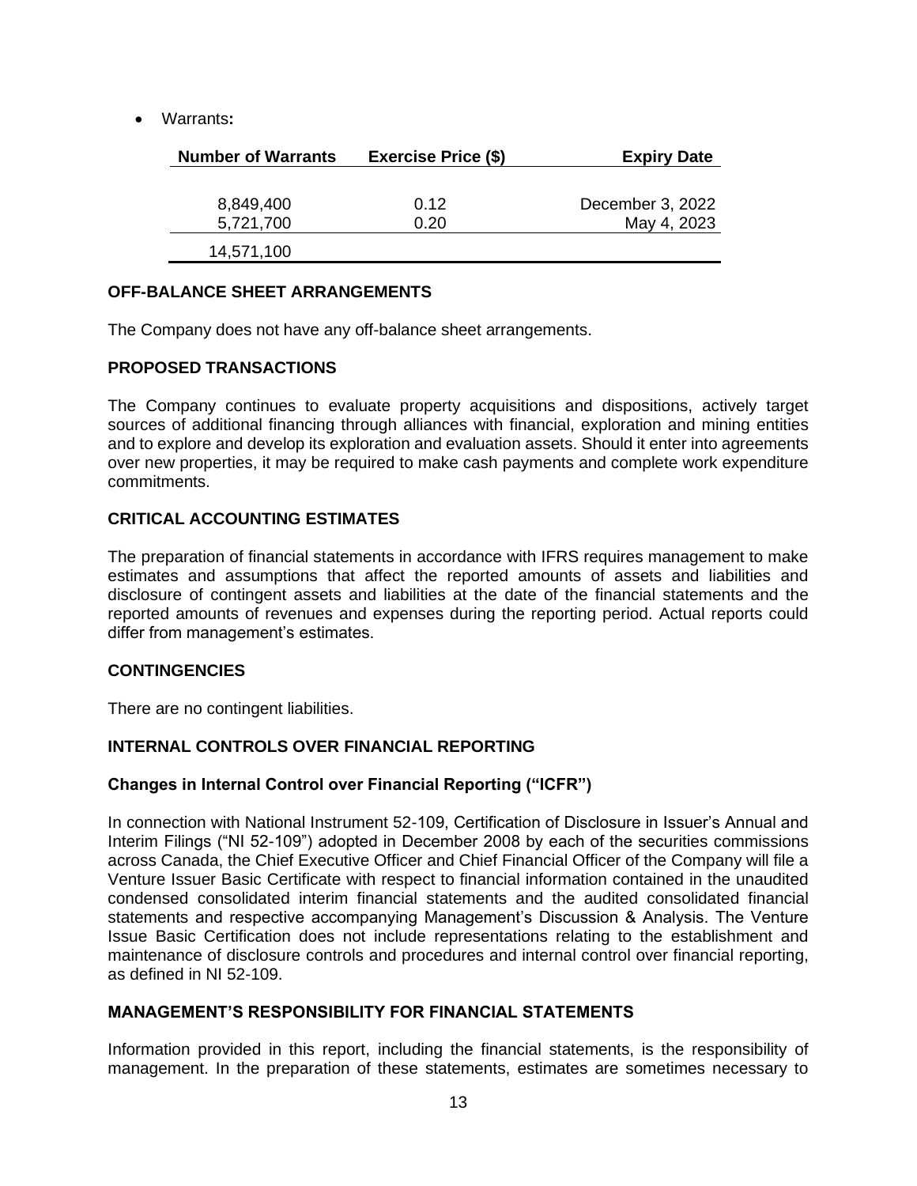- Warrants**:**

| Number of Warrants | Exercise Price ($) | Expiry Date |
|---|---|---|
| 8,849,400 | 0.12 | December 3, 2022 |
| 5,721,700 | 0.20 | May 4, 2023 |
| 14,571,100 | | |

## OFF-BALANCE SHEET ARRANGEMENTS

The Company does not have any off-balance sheet arrangements.

## PROPOSED TRANSACTIONS

The Company continues to evaluate property acquisitions and dispositions, actively target sources of additional financing through alliances with financial, exploration and mining entities and to explore and develop its exploration and evaluation assets. Should it enter into agreements over new properties, it may be required to make cash payments and complete work expenditure commitments.

## CRITICAL ACCOUNTING ESTIMATES

The preparation of financial statements in accordance with IFRS requires management to make estimates and assumptions that affect the reported amounts of assets and liabilities and disclosure of contingent assets and liabilities at the date of the financial statements and the reported amounts of revenues and expenses during the reporting period. Actual reports could differ from management's estimates.

## CONTINGENCIES

There are no contingent liabilities.

## INTERNAL CONTROLS OVER FINANCIAL REPORTING

### Changes in Internal Control over Financial Reporting ("ICFR")

In connection with National Instrument 52-109, Certification of Disclosure in Issuer's Annual and Interim Filings ("NI 52-109") adopted in December 2008 by each of the securities commissions across Canada, the Chief Executive Officer and Chief Financial Officer of the Company will file a Venture Issuer Basic Certificate with respect to financial information contained in the unaudited condensed consolidated interim financial statements and the audited consolidated financial statements and respective accompanying Management's Discussion & Analysis. The Venture Issue Basic Certification does not include representations relating to the establishment and maintenance of disclosure controls and procedures and internal control over financial reporting, as defined in NI 52-109.

## MANAGEMENT'S RESPONSIBILITY FOR FINANCIAL STATEMENTS

Information provided in this report, including the financial statements, is the responsibility of management. In the preparation of these statements, estimates are sometimes necessary to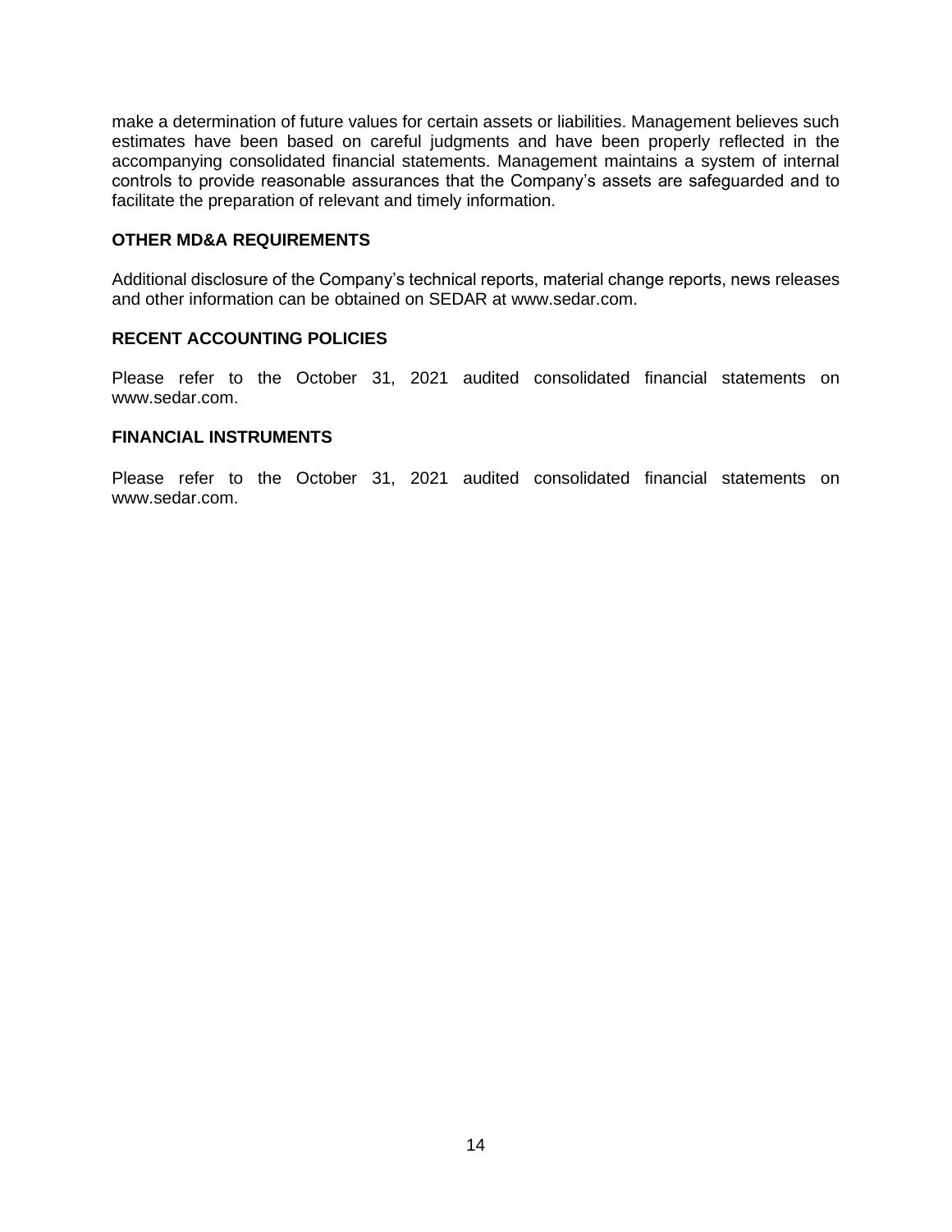make a determination of future values for certain assets or liabilities. Management believes such estimates have been based on careful judgments and have been properly reflected in the accompanying consolidated financial statements. Management maintains a system of internal controls to provide reasonable assurances that the Company's assets are safeguarded and to facilitate the preparation of relevant and timely information.

## OTHER MD&A REQUIREMENTS

Additional disclosure of the Company's technical reports, material change reports, news releases and other information can be obtained on SEDAR at www.sedar.com.

## RECENT ACCOUNTING POLICIES

Please refer to the October 31, 2021 audited consolidated financial statements on www.sedar.com.

## FINANCIAL INSTRUMENTS

Please refer to the October 31, 2021 audited consolidated financial statements on www.sedar.com.